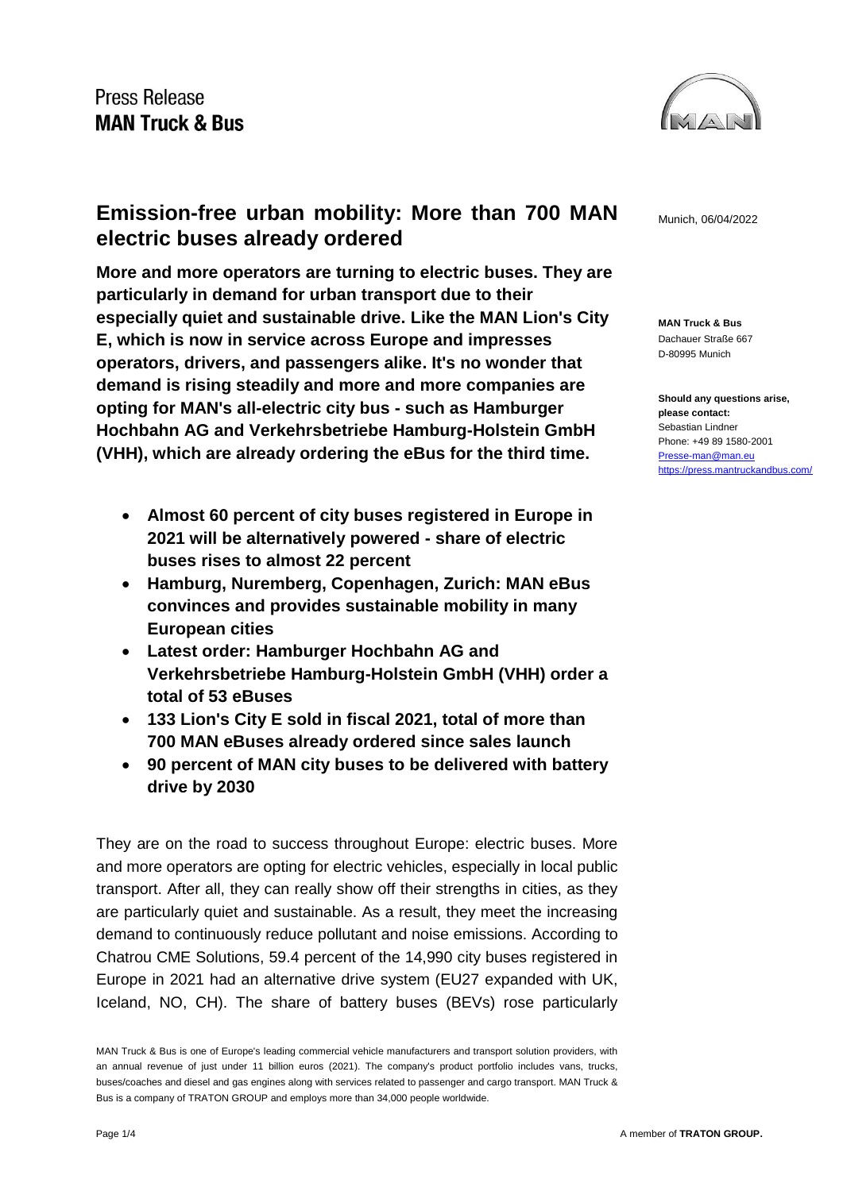Press Release
**MAN Truck & Bus**

# Emission-free urban mobility: More than 700 MAN electric buses already ordered

Munich, 06/04/2022

**MAN Truck & Bus**
Dachauer Straße 667
D-80995 Munich

**Should any questions arise, please contact:**
Sebastian Lindner
Phone: +49 89 1580-2001
Presse-man@man.eu
https://press.mantruckandbus.com/

**More and more operators are turning to electric buses. They are particularly in demand for urban transport due to their especially quiet and sustainable drive. Like the MAN Lion's City E, which is now in service across Europe and impresses operators, drivers, and passengers alike. It's no wonder that demand is rising steadily and more and more companies are opting for MAN's all-electric city bus - such as Hamburger Hochbahn AG and Verkehrsbetriebe Hamburg-Holstein GmbH (VHH), which are already ordering the eBus for the third time.**

- **Almost 60 percent of city buses registered in Europe in 2021 will be alternatively powered - share of electric buses rises to almost 22 percent**
- **Hamburg, Nuremberg, Copenhagen, Zurich: MAN eBus convinces and provides sustainable mobility in many European cities**
- **Latest order: Hamburger Hochbahn AG and Verkehrsbetriebe Hamburg-Holstein GmbH (VHH) order a total of 53 eBuses**
- **133 Lion's City E sold in fiscal 2021, total of more than 700 MAN eBuses already ordered since sales launch**
- **90 percent of MAN city buses to be delivered with battery drive by 2030**

They are on the road to success throughout Europe: electric buses. More and more operators are opting for electric vehicles, especially in local public transport. After all, they can really show off their strengths in cities, as they are particularly quiet and sustainable. As a result, they meet the increasing demand to continuously reduce pollutant and noise emissions. According to Chatrou CME Solutions, 59.4 percent of the 14,990 city buses registered in Europe in 2021 had an alternative drive system (EU27 expanded with UK, Iceland, NO, CH). The share of battery buses (BEVs) rose particularly

MAN Truck & Bus is one of Europe's leading commercial vehicle manufacturers and transport solution providers, with an annual revenue of just under 11 billion euros (2021). The company's product portfolio includes vans, trucks, buses/coaches and diesel and gas engines along with services related to passenger and cargo transport. MAN Truck & Bus is a company of TRATON GROUP and employs more than 34,000 people worldwide.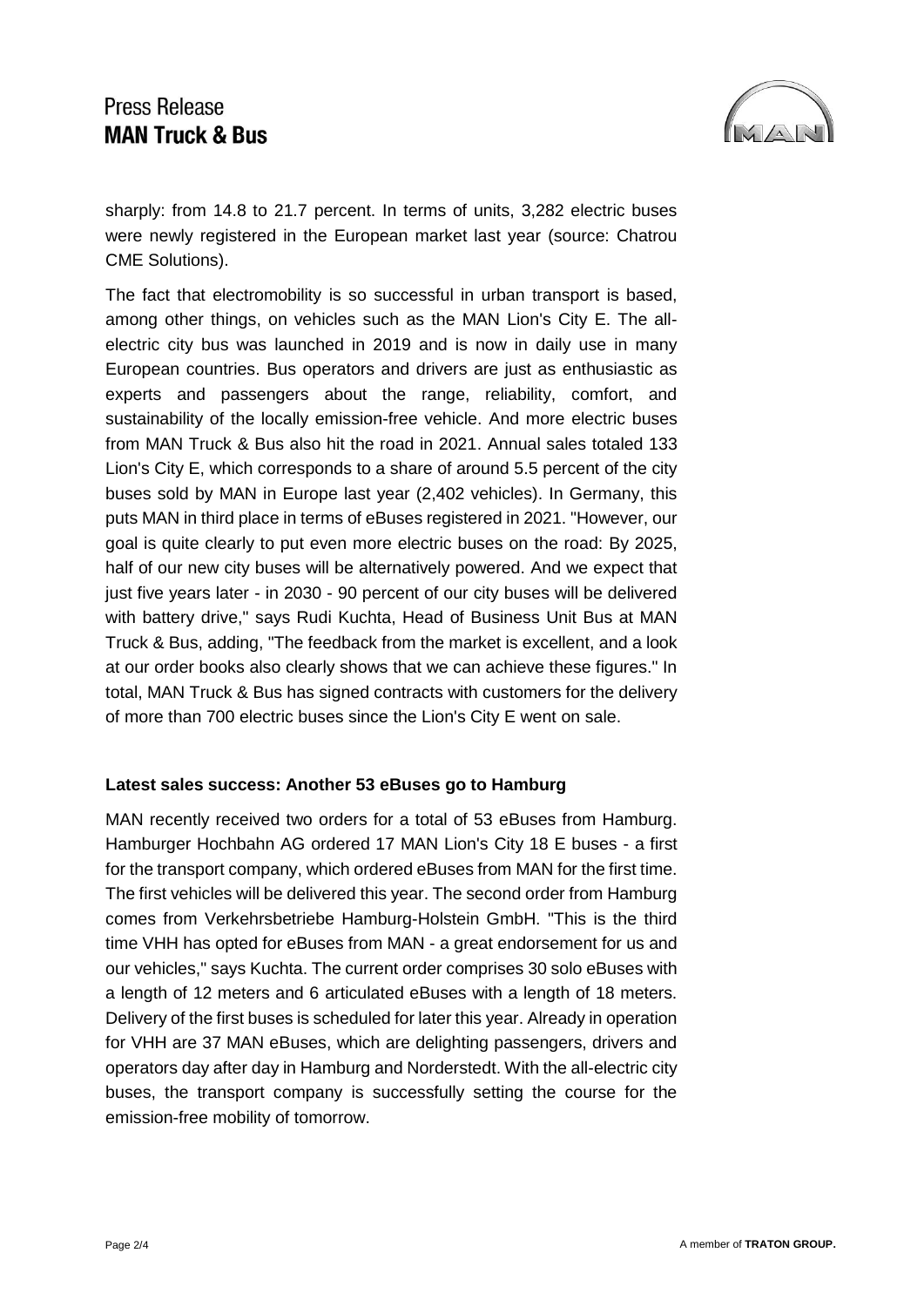sharply: from 14.8 to 21.7 percent. In terms of units, 3,282 electric buses were newly registered in the European market last year (source: Chatrou CME Solutions).

The fact that electromobility is so successful in urban transport is based, among other things, on vehicles such as the MAN Lion's City E. The all-electric city bus was launched in 2019 and is now in daily use in many European countries. Bus operators and drivers are just as enthusiastic as experts and passengers about the range, reliability, comfort, and sustainability of the locally emission-free vehicle. And more electric buses from MAN Truck & Bus also hit the road in 2021. Annual sales totaled 133 Lion's City E, which corresponds to a share of around 5.5 percent of the city buses sold by MAN in Europe last year (2,402 vehicles). In Germany, this puts MAN in third place in terms of eBuses registered in 2021. "However, our goal is quite clearly to put even more electric buses on the road: By 2025, half of our new city buses will be alternatively powered. And we expect that just five years later - in 2030 - 90 percent of our city buses will be delivered with battery drive," says Rudi Kuchta, Head of Business Unit Bus at MAN Truck & Bus, adding, "The feedback from the market is excellent, and a look at our order books also clearly shows that we can achieve these figures." In total, MAN Truck & Bus has signed contracts with customers for the delivery of more than 700 electric buses since the Lion's City E went on sale.

**Latest sales success: Another 53 eBuses go to Hamburg**

MAN recently received two orders for a total of 53 eBuses from Hamburg. Hamburger Hochbahn AG ordered 17 MAN Lion's City 18 E buses - a first for the transport company, which ordered eBuses from MAN for the first time. The first vehicles will be delivered this year. The second order from Hamburg comes from Verkehrsbetriebe Hamburg-Holstein GmbH. "This is the third time VHH has opted for eBuses from MAN - a great endorsement for us and our vehicles," says Kuchta. The current order comprises 30 solo eBuses with a length of 12 meters and 6 articulated eBuses with a length of 18 meters. Delivery of the first buses is scheduled for later this year. Already in operation for VHH are 37 MAN eBuses, which are delighting passengers, drivers and operators day after day in Hamburg and Norderstedt. With the all-electric city buses, the transport company is successfully setting the course for the emission-free mobility of tomorrow.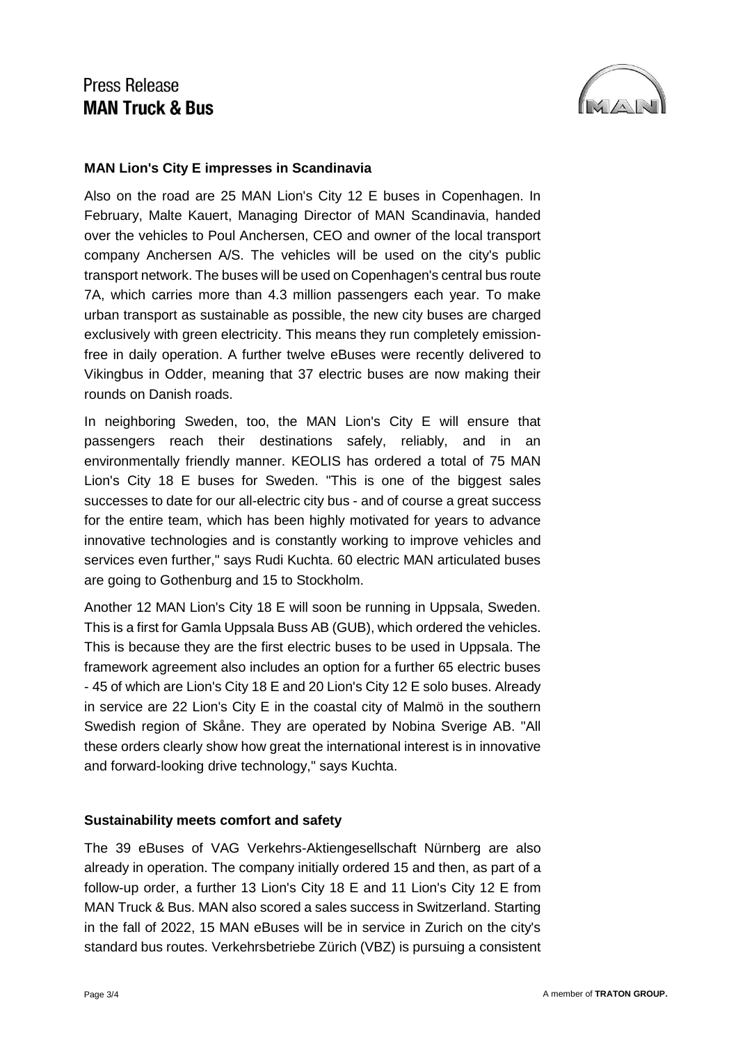## MAN Lion's City E impresses in Scandinavia

Also on the road are 25 MAN Lion's City 12 E buses in Copenhagen. In February, Malte Kauert, Managing Director of MAN Scandinavia, handed over the vehicles to Poul Anchersen, CEO and owner of the local transport company Anchersen A/S. The vehicles will be used on the city's public transport network. The buses will be used on Copenhagen's central bus route 7A, which carries more than 4.3 million passengers each year. To make urban transport as sustainable as possible, the new city buses are charged exclusively with green electricity. This means they run completely emission-free in daily operation. A further twelve eBuses were recently delivered to Vikingbus in Odder, meaning that 37 electric buses are now making their rounds on Danish roads.

In neighboring Sweden, too, the MAN Lion's City E will ensure that passengers reach their destinations safely, reliably, and in an environmentally friendly manner. KEOLIS has ordered a total of 75 MAN Lion's City 18 E buses for Sweden. "This is one of the biggest sales successes to date for our all-electric city bus - and of course a great success for the entire team, which has been highly motivated for years to advance innovative technologies and is constantly working to improve vehicles and services even further," says Rudi Kuchta. 60 electric MAN articulated buses are going to Gothenburg and 15 to Stockholm.

Another 12 MAN Lion's City 18 E will soon be running in Uppsala, Sweden. This is a first for Gamla Uppsala Buss AB (GUB), which ordered the vehicles. This is because they are the first electric buses to be used in Uppsala. The framework agreement also includes an option for a further 65 electric buses - 45 of which are Lion's City 18 E and 20 Lion's City 12 E solo buses. Already in service are 22 Lion's City E in the coastal city of Malmö in the southern Swedish region of Skåne. They are operated by Nobina Sverige AB. "All these orders clearly show how great the international interest is in innovative and forward-looking drive technology," says Kuchta.

## Sustainability meets comfort and safety

The 39 eBuses of VAG Verkehrs-Aktiengesellschaft Nürnberg are also already in operation. The company initially ordered 15 and then, as part of a follow-up order, a further 13 Lion's City 18 E and 11 Lion's City 12 E from MAN Truck & Bus. MAN also scored a sales success in Switzerland. Starting in the fall of 2022, 15 MAN eBuses will be in service in Zurich on the city's standard bus routes. Verkehrsbetriebe Zürich (VBZ) is pursuing a consistent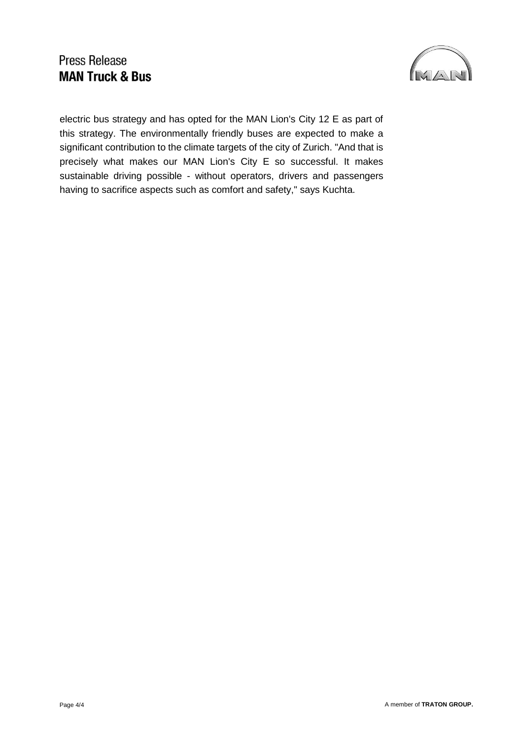electric bus strategy and has opted for the MAN Lion's City 12 E as part of this strategy. The environmentally friendly buses are expected to make a significant contribution to the climate targets of the city of Zurich. "And that is precisely what makes our MAN Lion's City E so successful. It makes sustainable driving possible - without operators, drivers and passengers having to sacrifice aspects such as comfort and safety," says Kuchta.